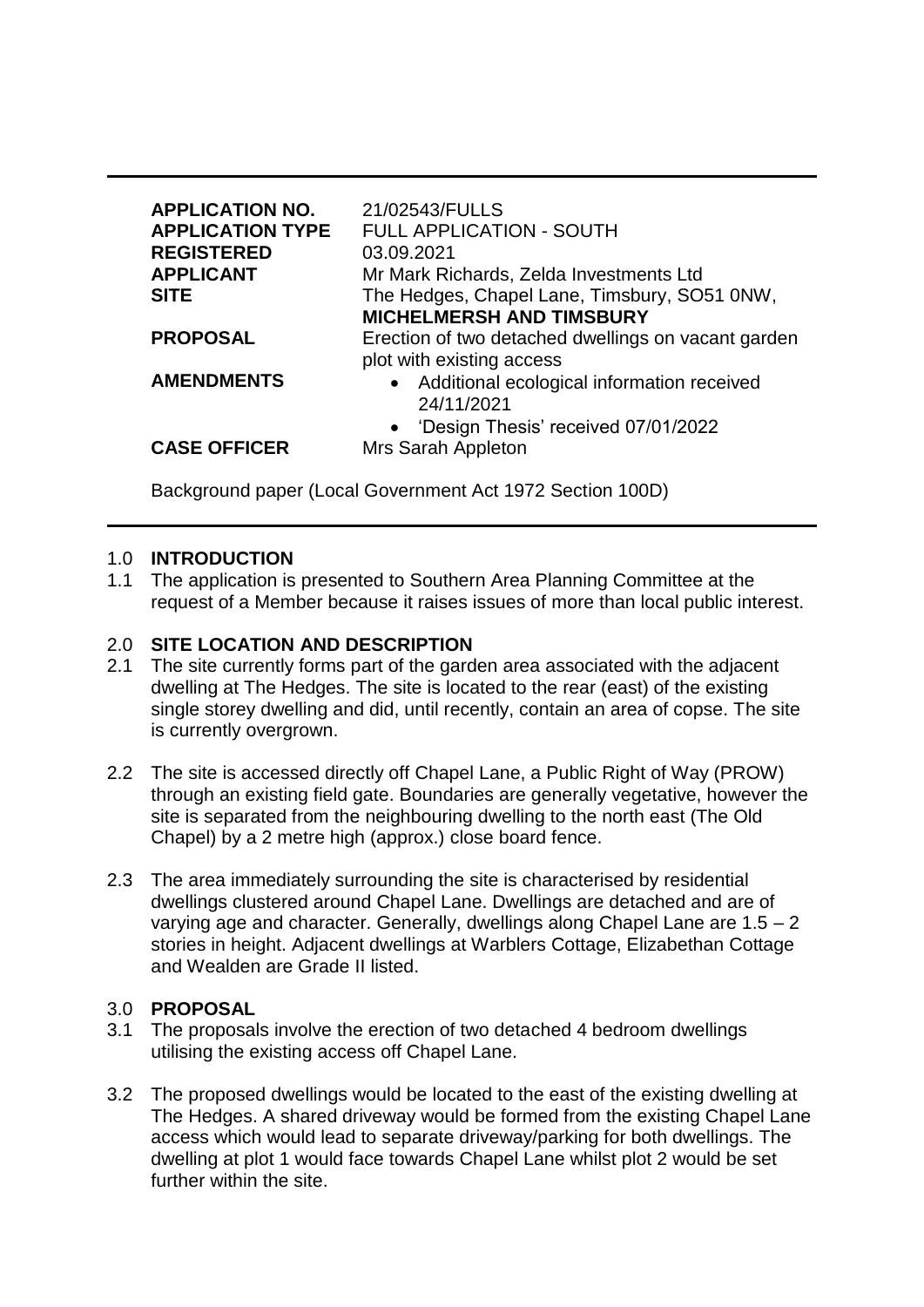| | |
|---|---|
| **APPLICATION NO.** | 21/02543/FULLS |
| **APPLICATION TYPE** | FULL APPLICATION - SOUTH |
| **REGISTERED** | 03.09.2021 |
| **APPLICANT** | Mr Mark Richards, Zelda Investments Ltd |
| **SITE** | The Hedges, Chapel Lane, Timsbury, SO51 0NW, **MICHELMERSH AND TIMSBURY** |
| **PROPOSAL** | Erection of two detached dwellings on vacant garden plot with existing access |
| **AMENDMENTS** | • Additional ecological information received 24/11/2021<br>• 'Design Thesis' received 07/01/2022 |
| **CASE OFFICER** | Mrs Sarah Appleton |

Background paper (Local Government Act 1972 Section 100D)

## 1.0 INTRODUCTION

1.1 The application is presented to Southern Area Planning Committee at the request of a Member because it raises issues of more than local public interest.

## 2.0 SITE LOCATION AND DESCRIPTION

2.1 The site currently forms part of the garden area associated with the adjacent dwelling at The Hedges. The site is located to the rear (east) of the existing single storey dwelling and did, until recently, contain an area of copse. The site is currently overgrown.

2.2 The site is accessed directly off Chapel Lane, a Public Right of Way (PROW) through an existing field gate. Boundaries are generally vegetative, however the site is separated from the neighbouring dwelling to the north east (The Old Chapel) by a 2 metre high (approx.) close board fence.

2.3 The area immediately surrounding the site is characterised by residential dwellings clustered around Chapel Lane. Dwellings are detached and are of varying age and character. Generally, dwellings along Chapel Lane are 1.5 – 2 stories in height. Adjacent dwellings at Warblers Cottage, Elizabethan Cottage and Wealden are Grade II listed.

## 3.0 PROPOSAL

3.1 The proposals involve the erection of two detached 4 bedroom dwellings utilising the existing access off Chapel Lane.

3.2 The proposed dwellings would be located to the east of the existing dwelling at The Hedges. A shared driveway would be formed from the existing Chapel Lane access which would lead to separate driveway/parking for both dwellings. The dwelling at plot 1 would face towards Chapel Lane whilst plot 2 would be set further within the site.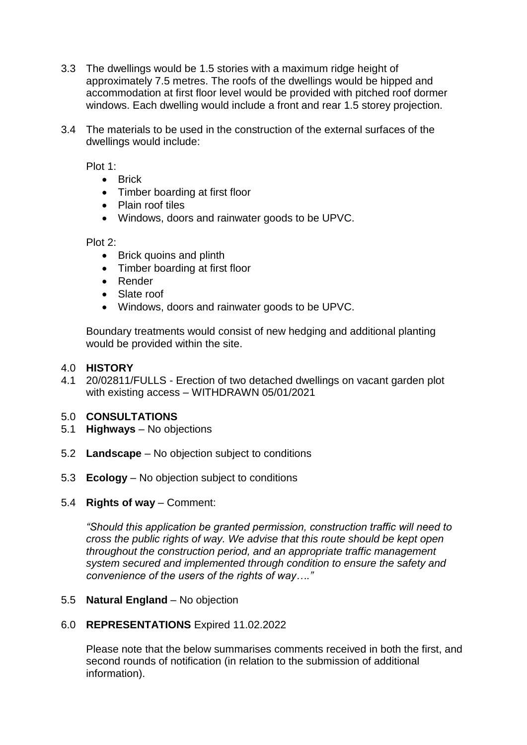3.3 The dwellings would be 1.5 stories with a maximum ridge height of approximately 7.5 metres. The roofs of the dwellings would be hipped and accommodation at first floor level would be provided with pitched roof dormer windows. Each dwelling would include a front and rear 1.5 storey projection.

3.4 The materials to be used in the construction of the external surfaces of the dwellings would include:

Plot 1:

- Brick
- Timber boarding at first floor
- Plain roof tiles
- Windows, doors and rainwater goods to be UPVC.

Plot 2:

- Brick quoins and plinth
- Timber boarding at first floor
- Render
- Slate roof
- Windows, doors and rainwater goods to be UPVC.

Boundary treatments would consist of new hedging and additional planting would be provided within the site.

## 4.0 HISTORY

4.1 20/02811/FULLS - Erection of two detached dwellings on vacant garden plot with existing access – WITHDRAWN 05/01/2021

## 5.0 CONSULTATIONS

5.1 **Highways** – No objections

5.2 **Landscape** – No objection subject to conditions

5.3 **Ecology** – No objection subject to conditions

5.4 **Rights of way** – Comment:

*"Should this application be granted permission, construction traffic will need to cross the public rights of way. We advise that this route should be kept open throughout the construction period, and an appropriate traffic management system secured and implemented through condition to ensure the safety and convenience of the users of the rights of way…."*

5.5 **Natural England** – No objection

## 6.0 REPRESENTATIONS Expired 11.02.2022

Please note that the below summarises comments received in both the first, and second rounds of notification (in relation to the submission of additional information).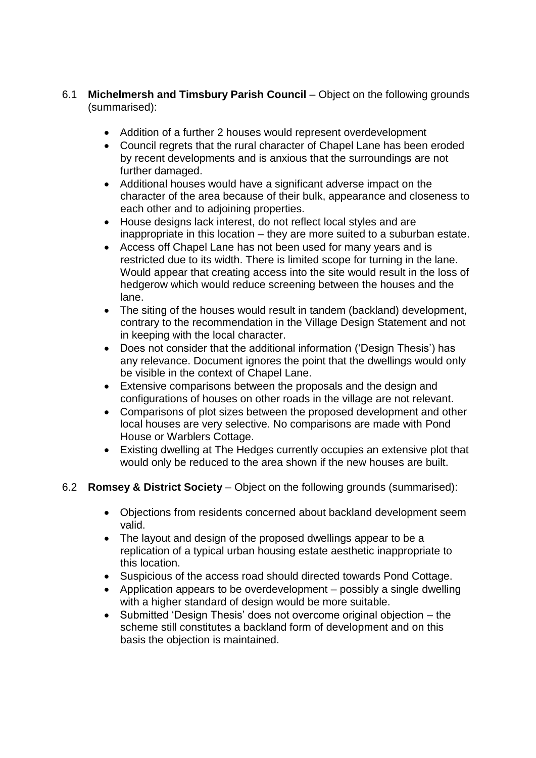6.1 **Michelmersh and Timsbury Parish Council** – Object on the following grounds (summarised):

- Addition of a further 2 houses would represent overdevelopment
- Council regrets that the rural character of Chapel Lane has been eroded by recent developments and is anxious that the surroundings are not further damaged.
- Additional houses would have a significant adverse impact on the character of the area because of their bulk, appearance and closeness to each other and to adjoining properties.
- House designs lack interest, do not reflect local styles and are inappropriate in this location – they are more suited to a suburban estate.
- Access off Chapel Lane has not been used for many years and is restricted due to its width. There is limited scope for turning in the lane. Would appear that creating access into the site would result in the loss of hedgerow which would reduce screening between the houses and the lane.
- The siting of the houses would result in tandem (backland) development, contrary to the recommendation in the Village Design Statement and not in keeping with the local character.
- Does not consider that the additional information ('Design Thesis') has any relevance. Document ignores the point that the dwellings would only be visible in the context of Chapel Lane.
- Extensive comparisons between the proposals and the design and configurations of houses on other roads in the village are not relevant.
- Comparisons of plot sizes between the proposed development and other local houses are very selective. No comparisons are made with Pond House or Warblers Cottage.
- Existing dwelling at The Hedges currently occupies an extensive plot that would only be reduced to the area shown if the new houses are built.

6.2 **Romsey & District Society** – Object on the following grounds (summarised):

- Objections from residents concerned about backland development seem valid.
- The layout and design of the proposed dwellings appear to be a replication of a typical urban housing estate aesthetic inappropriate to this location.
- Suspicious of the access road should directed towards Pond Cottage.
- Application appears to be overdevelopment – possibly a single dwelling with a higher standard of design would be more suitable.
- Submitted 'Design Thesis' does not overcome original objection – the scheme still constitutes a backland form of development and on this basis the objection is maintained.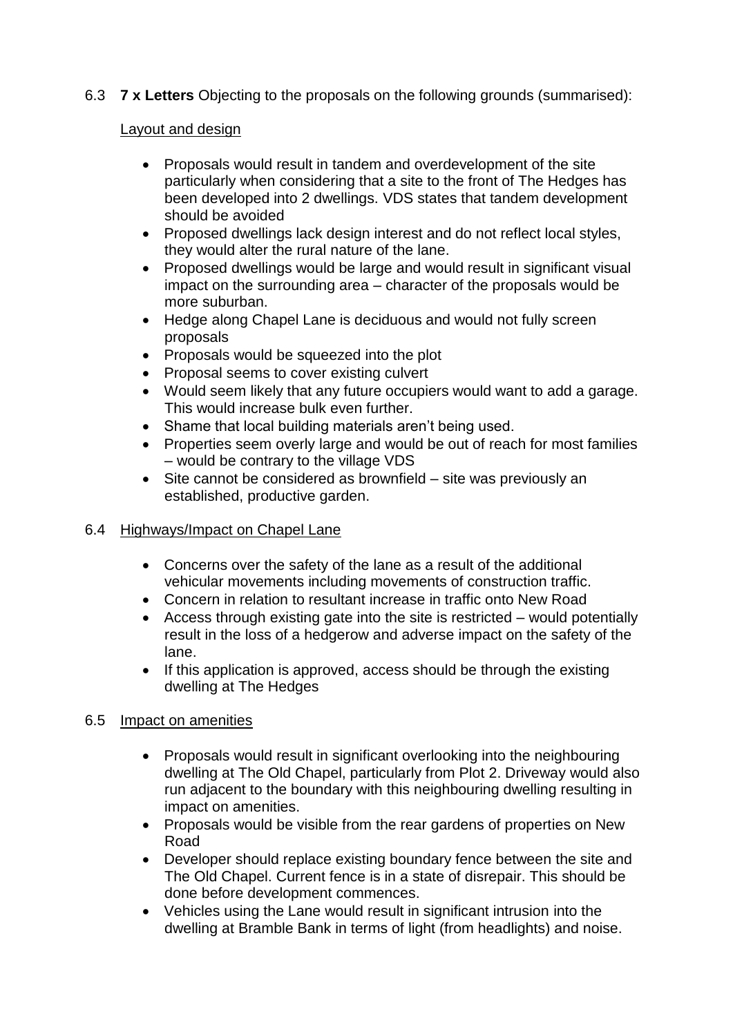6.3 **7 x Letters** Objecting to the proposals on the following grounds (summarised):

Layout and design

- Proposals would result in tandem and overdevelopment of the site particularly when considering that a site to the front of The Hedges has been developed into 2 dwellings. VDS states that tandem development should be avoided
- Proposed dwellings lack design interest and do not reflect local styles, they would alter the rural nature of the lane.
- Proposed dwellings would be large and would result in significant visual impact on the surrounding area – character of the proposals would be more suburban.
- Hedge along Chapel Lane is deciduous and would not fully screen proposals
- Proposals would be squeezed into the plot
- Proposal seems to cover existing culvert
- Would seem likely that any future occupiers would want to add a garage. This would increase bulk even further.
- Shame that local building materials aren't being used.
- Properties seem overly large and would be out of reach for most families – would be contrary to the village VDS
- Site cannot be considered as brownfield – site was previously an established, productive garden.

6.4 Highways/Impact on Chapel Lane

- Concerns over the safety of the lane as a result of the additional vehicular movements including movements of construction traffic.
- Concern in relation to resultant increase in traffic onto New Road
- Access through existing gate into the site is restricted – would potentially result in the loss of a hedgerow and adverse impact on the safety of the lane.
- If this application is approved, access should be through the existing dwelling at The Hedges

6.5 Impact on amenities

- Proposals would result in significant overlooking into the neighbouring dwelling at The Old Chapel, particularly from Plot 2. Driveway would also run adjacent to the boundary with this neighbouring dwelling resulting in impact on amenities.
- Proposals would be visible from the rear gardens of properties on New Road
- Developer should replace existing boundary fence between the site and The Old Chapel. Current fence is in a state of disrepair. This should be done before development commences.
- Vehicles using the Lane would result in significant intrusion into the dwelling at Bramble Bank in terms of light (from headlights) and noise.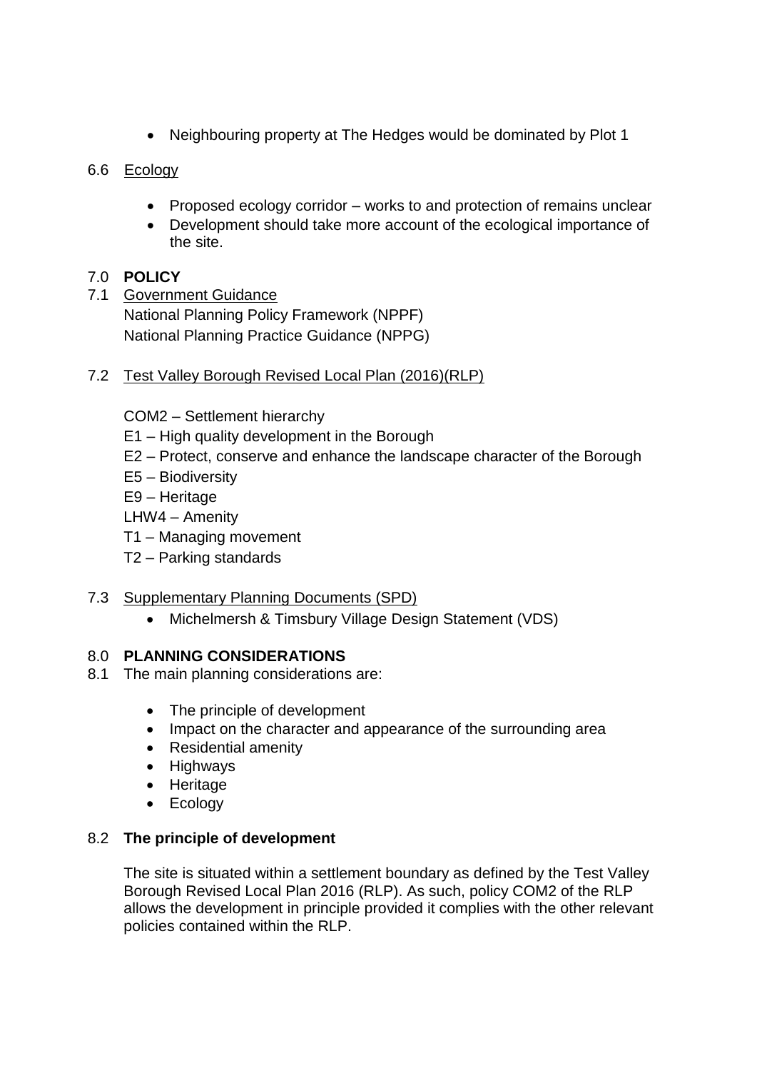- Neighbouring property at The Hedges would be dominated by Plot 1

6.6 Ecology

- Proposed ecology corridor – works to and protection of remains unclear
- Development should take more account of the ecological importance of the site.

## 7.0 POLICY

7.1 Government Guidance
National Planning Policy Framework (NPPF)
National Planning Practice Guidance (NPPG)

7.2 Test Valley Borough Revised Local Plan (2016)(RLP)

COM2 – Settlement hierarchy
E1 – High quality development in the Borough
E2 – Protect, conserve and enhance the landscape character of the Borough
E5 – Biodiversity
E9 – Heritage
LHW4 – Amenity
T1 – Managing movement
T2 – Parking standards

7.3 Supplementary Planning Documents (SPD)

- Michelmersh & Timsbury Village Design Statement (VDS)

## 8.0 PLANNING CONSIDERATIONS

8.1 The main planning considerations are:

- The principle of development
- Impact on the character and appearance of the surrounding area
- Residential amenity
- Highways
- Heritage
- Ecology

### 8.2 The principle of development

The site is situated within a settlement boundary as defined by the Test Valley Borough Revised Local Plan 2016 (RLP). As such, policy COM2 of the RLP allows the development in principle provided it complies with the other relevant policies contained within the RLP.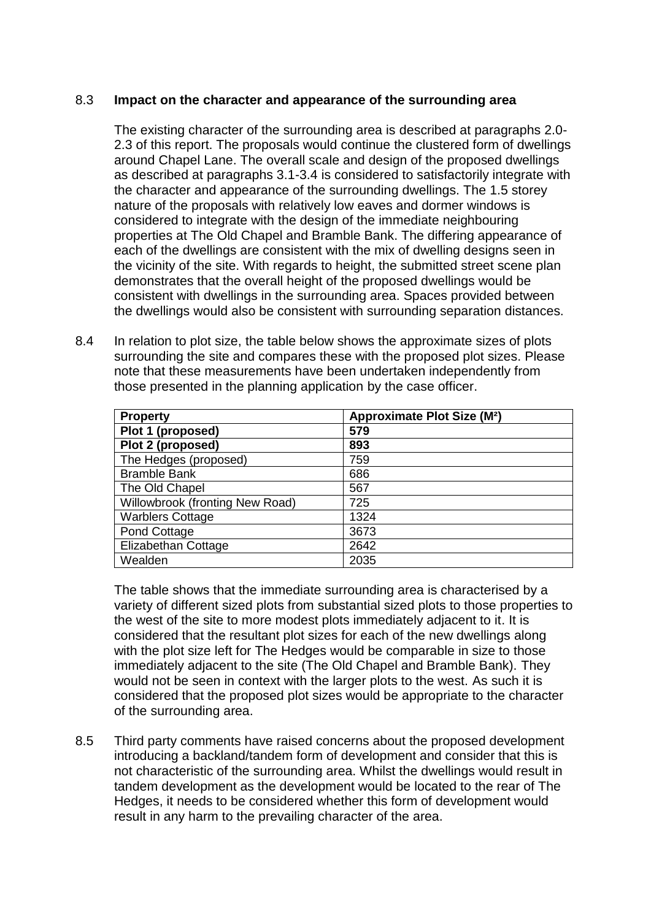8.3 **Impact on the character and appearance of the surrounding area**

The existing character of the surrounding area is described at paragraphs 2.0-2.3 of this report. The proposals would continue the clustered form of dwellings around Chapel Lane. The overall scale and design of the proposed dwellings as described at paragraphs 3.1-3.4 is considered to satisfactorily integrate with the character and appearance of the surrounding dwellings. The 1.5 storey nature of the proposals with relatively low eaves and dormer windows is considered to integrate with the design of the immediate neighbouring properties at The Old Chapel and Bramble Bank. The differing appearance of each of the dwellings are consistent with the mix of dwelling designs seen in the vicinity of the site. With regards to height, the submitted street scene plan demonstrates that the overall height of the proposed dwellings would be consistent with dwellings in the surrounding area. Spaces provided between the dwellings would also be consistent with surrounding separation distances.

8.4 In relation to plot size, the table below shows the approximate sizes of plots surrounding the site and compares these with the proposed plot sizes. Please note that these measurements have been undertaken independently from those presented in the planning application by the case officer.

| **Property** | **Approximate Plot Size (M²)** |
|---|---|
| **Plot 1 (proposed)** | **579** |
| **Plot 2 (proposed)** | **893** |
| The Hedges (proposed) | 759 |
| Bramble Bank | 686 |
| The Old Chapel | 567 |
| Willowbrook (fronting New Road) | 725 |
| Warblers Cottage | 1324 |
| Pond Cottage | 3673 |
| Elizabethan Cottage | 2642 |
| Wealden | 2035 |

The table shows that the immediate surrounding area is characterised by a variety of different sized plots from substantial sized plots to those properties to the west of the site to more modest plots immediately adjacent to it. It is considered that the resultant plot sizes for each of the new dwellings along with the plot size left for The Hedges would be comparable in size to those immediately adjacent to the site (The Old Chapel and Bramble Bank). They would not be seen in context with the larger plots to the west. As such it is considered that the proposed plot sizes would be appropriate to the character of the surrounding area.

8.5 Third party comments have raised concerns about the proposed development introducing a backland/tandem form of development and consider that this is not characteristic of the surrounding area. Whilst the dwellings would result in tandem development as the development would be located to the rear of The Hedges, it needs to be considered whether this form of development would result in any harm to the prevailing character of the area.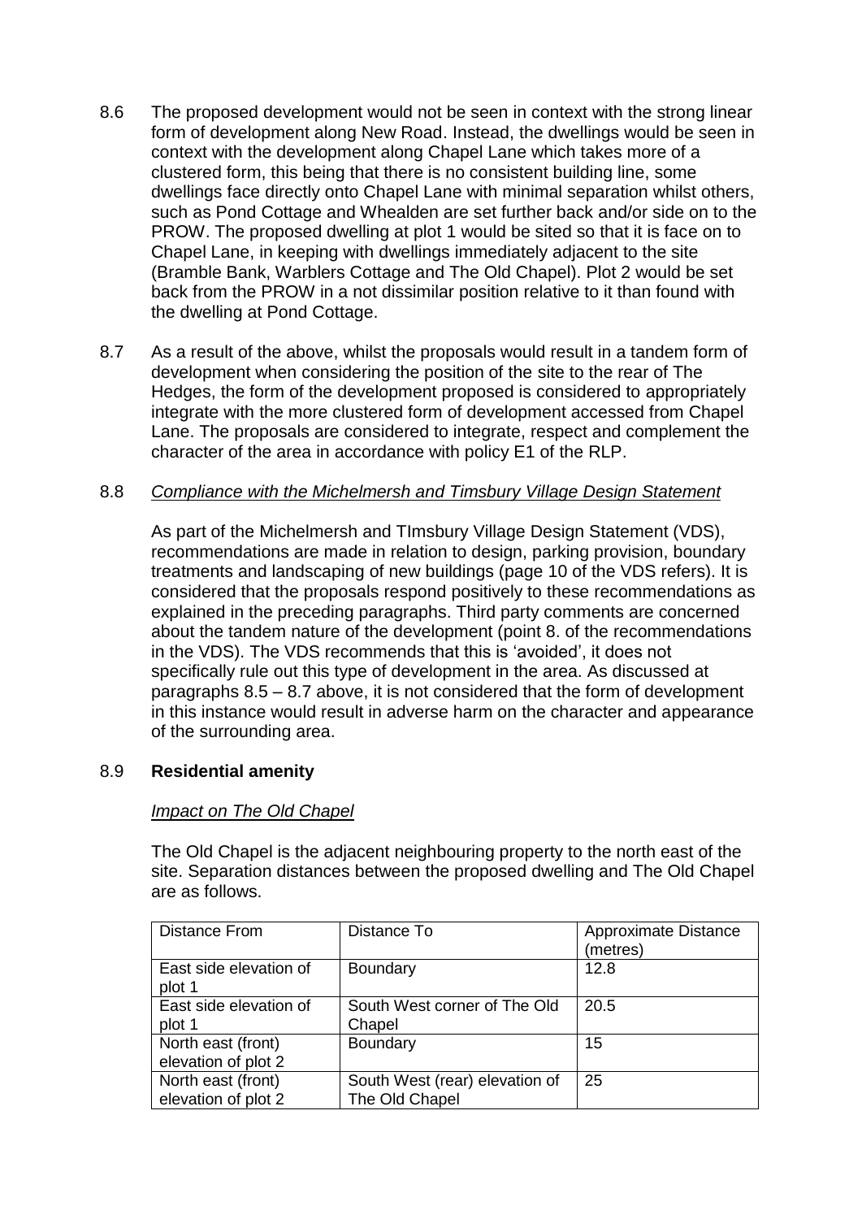8.6 The proposed development would not be seen in context with the strong linear form of development along New Road. Instead, the dwellings would be seen in context with the development along Chapel Lane which takes more of a clustered form, this being that there is no consistent building line, some dwellings face directly onto Chapel Lane with minimal separation whilst others, such as Pond Cottage and Whealden are set further back and/or side on to the PROW. The proposed dwelling at plot 1 would be sited so that it is face on to Chapel Lane, in keeping with dwellings immediately adjacent to the site (Bramble Bank, Warblers Cottage and The Old Chapel). Plot 2 would be set back from the PROW in a not dissimilar position relative to it than found with the dwelling at Pond Cottage.

8.7 As a result of the above, whilst the proposals would result in a tandem form of development when considering the position of the site to the rear of The Hedges, the form of the development proposed is considered to appropriately integrate with the more clustered form of development accessed from Chapel Lane. The proposals are considered to integrate, respect and complement the character of the area in accordance with policy E1 of the RLP.

8.8 *Compliance with the Michelmersh and Timsbury Village Design Statement*

As part of the Michelmersh and TImsbury Village Design Statement (VDS), recommendations are made in relation to design, parking provision, boundary treatments and landscaping of new buildings (page 10 of the VDS refers). It is considered that the proposals respond positively to these recommendations as explained in the preceding paragraphs. Third party comments are concerned about the tandem nature of the development (point 8. of the recommendations in the VDS). The VDS recommends that this is 'avoided', it does not specifically rule out this type of development in the area. As discussed at paragraphs 8.5 – 8.7 above, it is not considered that the form of development in this instance would result in adverse harm on the character and appearance of the surrounding area.

8.9 **Residential amenity**

*Impact on The Old Chapel*

The Old Chapel is the adjacent neighbouring property to the north east of the site. Separation distances between the proposed dwelling and The Old Chapel are as follows.

| Distance From | Distance To | Approximate Distance (metres) |
| --- | --- | --- |
| East side elevation of plot 1 | Boundary | 12.8 |
| East side elevation of plot 1 | South West corner of The Old Chapel | 20.5 |
| North east (front) elevation of plot 2 | Boundary | 15 |
| North east (front) elevation of plot 2 | South West (rear) elevation of The Old Chapel | 25 |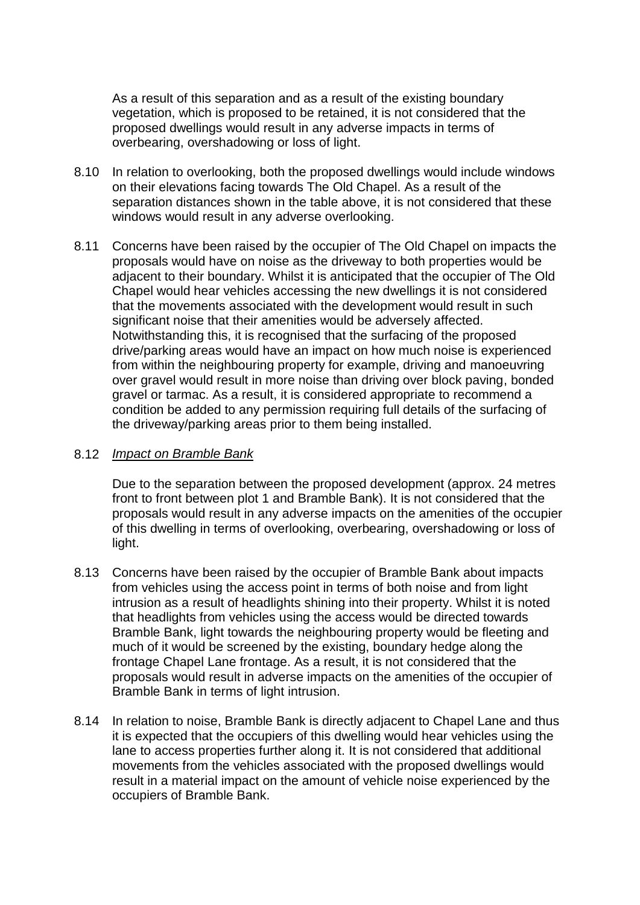As a result of this separation and as a result of the existing boundary vegetation, which is proposed to be retained, it is not considered that the proposed dwellings would result in any adverse impacts in terms of overbearing, overshadowing or loss of light.

8.10 In relation to overlooking, both the proposed dwellings would include windows on their elevations facing towards The Old Chapel. As a result of the separation distances shown in the table above, it is not considered that these windows would result in any adverse overlooking.

8.11 Concerns have been raised by the occupier of The Old Chapel on impacts the proposals would have on noise as the driveway to both properties would be adjacent to their boundary. Whilst it is anticipated that the occupier of The Old Chapel would hear vehicles accessing the new dwellings it is not considered that the movements associated with the development would result in such significant noise that their amenities would be adversely affected. Notwithstanding this, it is recognised that the surfacing of the proposed drive/parking areas would have an impact on how much noise is experienced from within the neighbouring property for example, driving and manoeuvring over gravel would result in more noise than driving over block paving, bonded gravel or tarmac. As a result, it is considered appropriate to recommend a condition be added to any permission requiring full details of the surfacing of the driveway/parking areas prior to them being installed.

8.12 <u>*Impact on Bramble Bank*</u>

Due to the separation between the proposed development (approx. 24 metres front to front between plot 1 and Bramble Bank). It is not considered that the proposals would result in any adverse impacts on the amenities of the occupier of this dwelling in terms of overlooking, overbearing, overshadowing or loss of light.

8.13 Concerns have been raised by the occupier of Bramble Bank about impacts from vehicles using the access point in terms of both noise and from light intrusion as a result of headlights shining into their property. Whilst it is noted that headlights from vehicles using the access would be directed towards Bramble Bank, light towards the neighbouring property would be fleeting and much of it would be screened by the existing, boundary hedge along the frontage Chapel Lane frontage. As a result, it is not considered that the proposals would result in adverse impacts on the amenities of the occupier of Bramble Bank in terms of light intrusion.

8.14 In relation to noise, Bramble Bank is directly adjacent to Chapel Lane and thus it is expected that the occupiers of this dwelling would hear vehicles using the lane to access properties further along it. It is not considered that additional movements from the vehicles associated with the proposed dwellings would result in a material impact on the amount of vehicle noise experienced by the occupiers of Bramble Bank.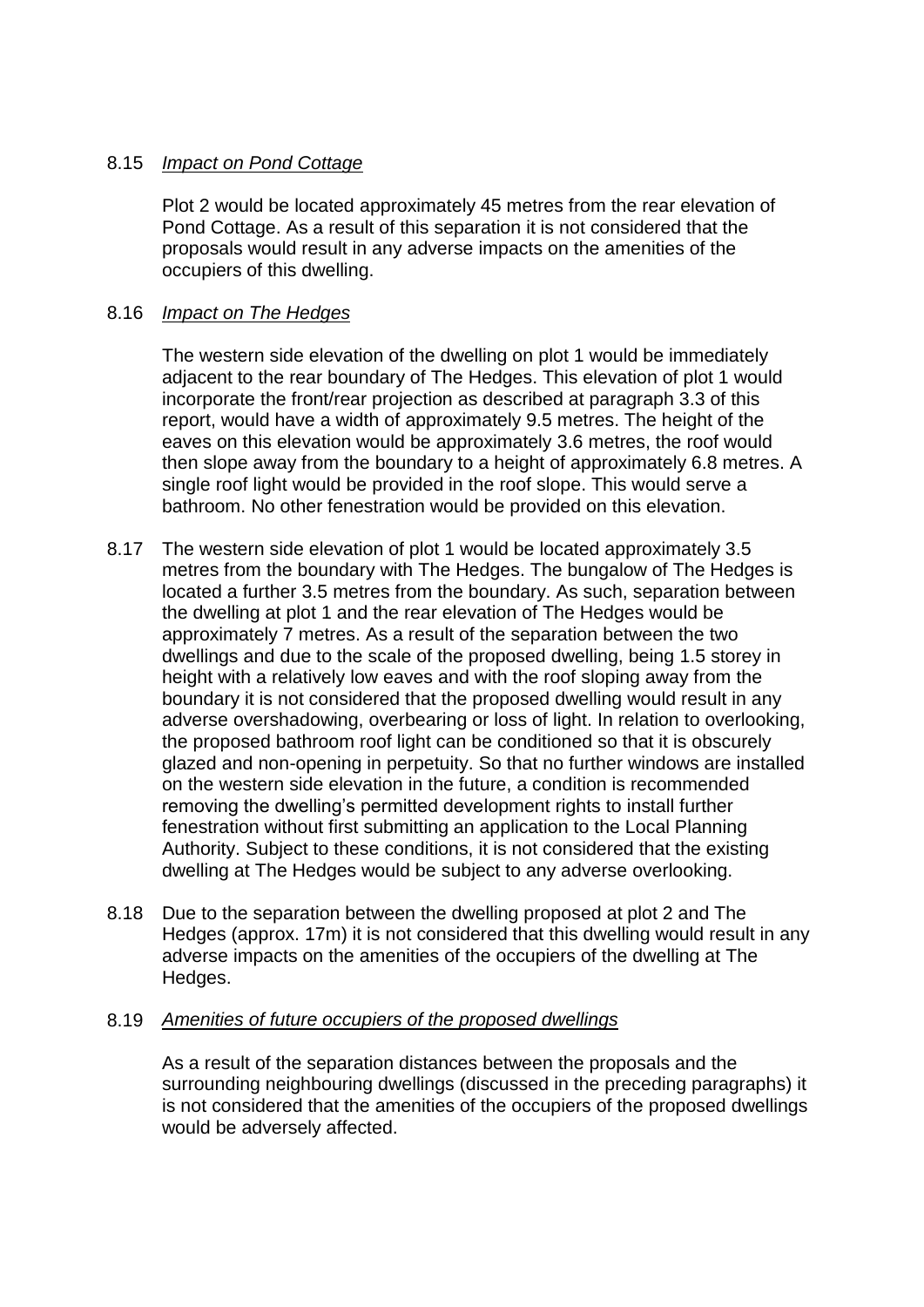8.15 *Impact on Pond Cottage*

Plot 2 would be located approximately 45 metres from the rear elevation of Pond Cottage. As a result of this separation it is not considered that the proposals would result in any adverse impacts on the amenities of the occupiers of this dwelling.

8.16 *Impact on The Hedges*

The western side elevation of the dwelling on plot 1 would be immediately adjacent to the rear boundary of The Hedges. This elevation of plot 1 would incorporate the front/rear projection as described at paragraph 3.3 of this report, would have a width of approximately 9.5 metres. The height of the eaves on this elevation would be approximately 3.6 metres, the roof would then slope away from the boundary to a height of approximately 6.8 metres. A single roof light would be provided in the roof slope. This would serve a bathroom. No other fenestration would be provided on this elevation.

8.17 The western side elevation of plot 1 would be located approximately 3.5 metres from the boundary with The Hedges. The bungalow of The Hedges is located a further 3.5 metres from the boundary. As such, separation between the dwelling at plot 1 and the rear elevation of The Hedges would be approximately 7 metres. As a result of the separation between the two dwellings and due to the scale of the proposed dwelling, being 1.5 storey in height with a relatively low eaves and with the roof sloping away from the boundary it is not considered that the proposed dwelling would result in any adverse overshadowing, overbearing or loss of light. In relation to overlooking, the proposed bathroom roof light can be conditioned so that it is obscurely glazed and non-opening in perpetuity. So that no further windows are installed on the western side elevation in the future, a condition is recommended removing the dwelling's permitted development rights to install further fenestration without first submitting an application to the Local Planning Authority. Subject to these conditions, it is not considered that the existing dwelling at The Hedges would be subject to any adverse overlooking.

8.18 Due to the separation between the dwelling proposed at plot 2 and The Hedges (approx. 17m) it is not considered that this dwelling would result in any adverse impacts on the amenities of the occupiers of the dwelling at The Hedges.

8.19 *Amenities of future occupiers of the proposed dwellings*

As a result of the separation distances between the proposals and the surrounding neighbouring dwellings (discussed in the preceding paragraphs) it is not considered that the amenities of the occupiers of the proposed dwellings would be adversely affected.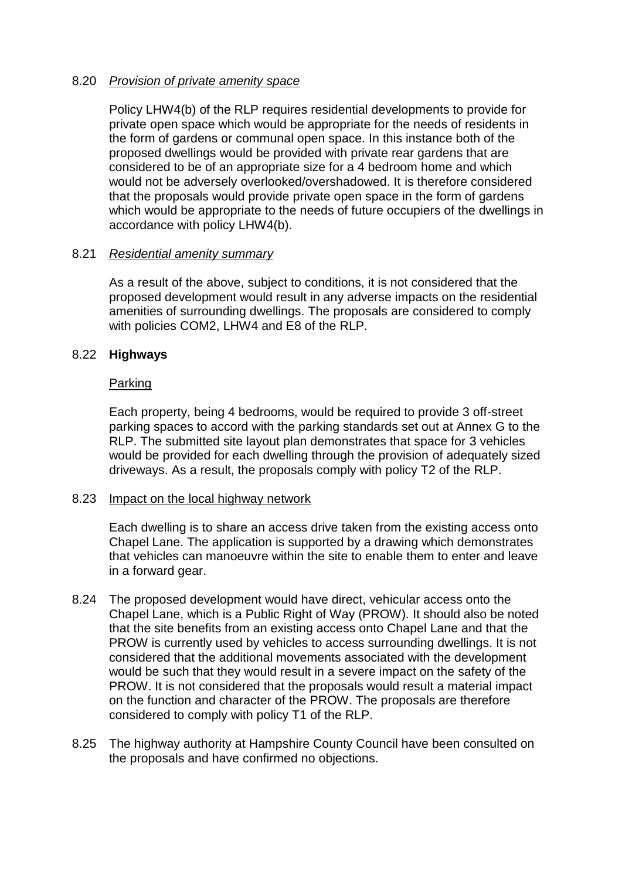8.20 *Provision of private amenity space*

Policy LHW4(b) of the RLP requires residential developments to provide for private open space which would be appropriate for the needs of residents in the form of gardens or communal open space. In this instance both of the proposed dwellings would be provided with private rear gardens that are considered to be of an appropriate size for a 4 bedroom home and which would not be adversely overlooked/overshadowed. It is therefore considered that the proposals would provide private open space in the form of gardens which would be appropriate to the needs of future occupiers of the dwellings in accordance with policy LHW4(b).

8.21 *Residential amenity summary*

As a result of the above, subject to conditions, it is not considered that the proposed development would result in any adverse impacts on the residential amenities of surrounding dwellings. The proposals are considered to comply with policies COM2, LHW4 and E8 of the RLP.

8.22 **Highways**

Parking

Each property, being 4 bedrooms, would be required to provide 3 off-street parking spaces to accord with the parking standards set out at Annex G to the RLP. The submitted site layout plan demonstrates that space for 3 vehicles would be provided for each dwelling through the provision of adequately sized driveways. As a result, the proposals comply with policy T2 of the RLP.

8.23 Impact on the local highway network

Each dwelling is to share an access drive taken from the existing access onto Chapel Lane. The application is supported by a drawing which demonstrates that vehicles can manoeuvre within the site to enable them to enter and leave in a forward gear.

8.24 The proposed development would have direct, vehicular access onto the Chapel Lane, which is a Public Right of Way (PROW). It should also be noted that the site benefits from an existing access onto Chapel Lane and that the PROW is currently used by vehicles to access surrounding dwellings. It is not considered that the additional movements associated with the development would be such that they would result in a severe impact on the safety of the PROW. It is not considered that the proposals would result a material impact on the function and character of the PROW. The proposals are therefore considered to comply with policy T1 of the RLP.

8.25 The highway authority at Hampshire County Council have been consulted on the proposals and have confirmed no objections.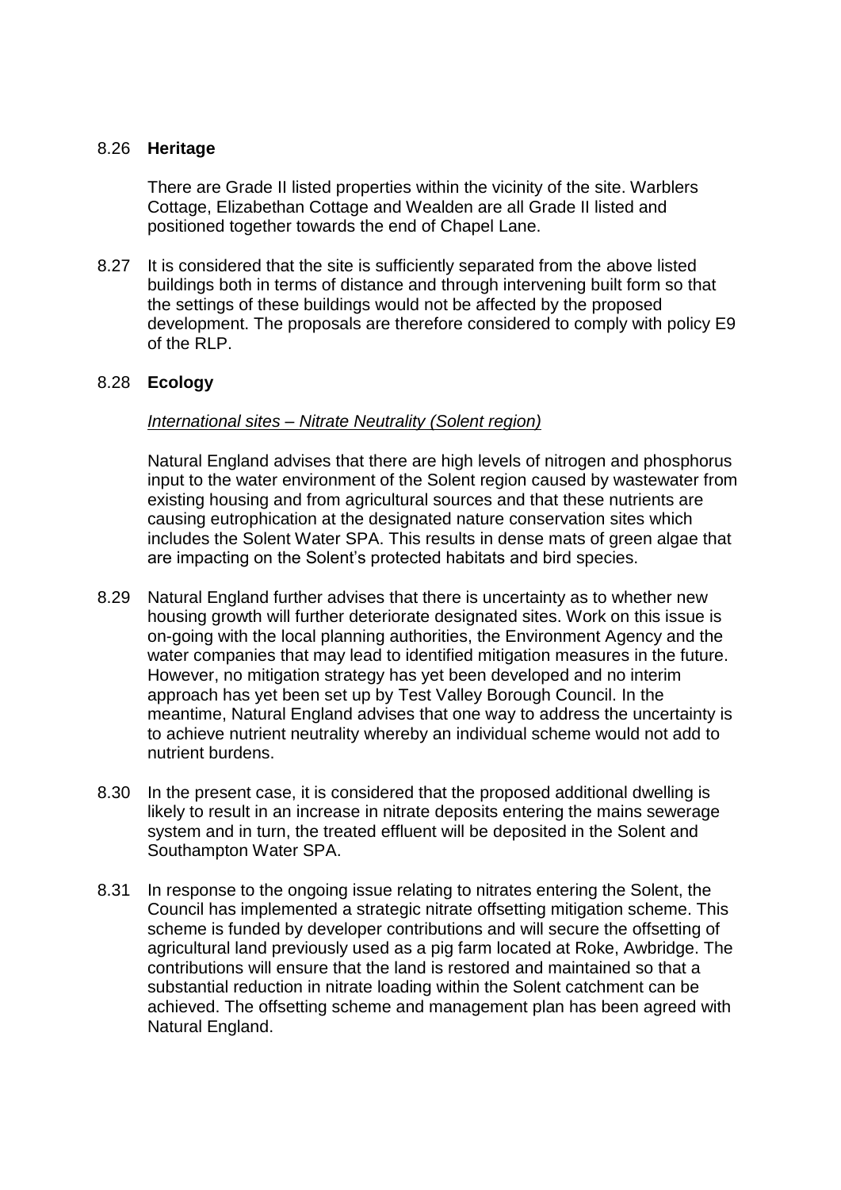8.26 **Heritage**

There are Grade II listed properties within the vicinity of the site. Warblers Cottage, Elizabethan Cottage and Wealden are all Grade II listed and positioned together towards the end of Chapel Lane.

8.27 It is considered that the site is sufficiently separated from the above listed buildings both in terms of distance and through intervening built form so that the settings of these buildings would not be affected by the proposed development. The proposals are therefore considered to comply with policy E9 of the RLP.

8.28 **Ecology**

*International sites – Nitrate Neutrality (Solent region)*

Natural England advises that there are high levels of nitrogen and phosphorus input to the water environment of the Solent region caused by wastewater from existing housing and from agricultural sources and that these nutrients are causing eutrophication at the designated nature conservation sites which includes the Solent Water SPA. This results in dense mats of green algae that are impacting on the Solent's protected habitats and bird species.

8.29 Natural England further advises that there is uncertainty as to whether new housing growth will further deteriorate designated sites. Work on this issue is on-going with the local planning authorities, the Environment Agency and the water companies that may lead to identified mitigation measures in the future. However, no mitigation strategy has yet been developed and no interim approach has yet been set up by Test Valley Borough Council. In the meantime, Natural England advises that one way to address the uncertainty is to achieve nutrient neutrality whereby an individual scheme would not add to nutrient burdens.

8.30 In the present case, it is considered that the proposed additional dwelling is likely to result in an increase in nitrate deposits entering the mains sewerage system and in turn, the treated effluent will be deposited in the Solent and Southampton Water SPA.

8.31 In response to the ongoing issue relating to nitrates entering the Solent, the Council has implemented a strategic nitrate offsetting mitigation scheme. This scheme is funded by developer contributions and will secure the offsetting of agricultural land previously used as a pig farm located at Roke, Awbridge. The contributions will ensure that the land is restored and maintained so that a substantial reduction in nitrate loading within the Solent catchment can be achieved. The offsetting scheme and management plan has been agreed with Natural England.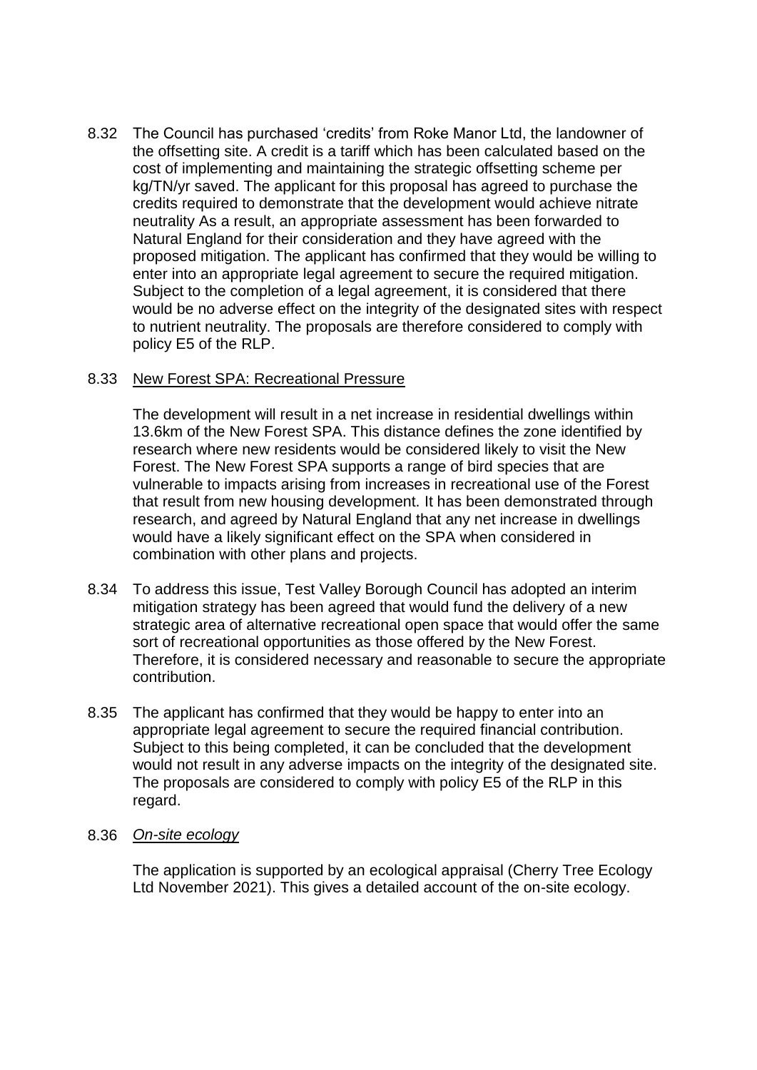8.32 The Council has purchased 'credits' from Roke Manor Ltd, the landowner of the offsetting site. A credit is a tariff which has been calculated based on the cost of implementing and maintaining the strategic offsetting scheme per kg/TN/yr saved. The applicant for this proposal has agreed to purchase the credits required to demonstrate that the development would achieve nitrate neutrality As a result, an appropriate assessment has been forwarded to Natural England for their consideration and they have agreed with the proposed mitigation. The applicant has confirmed that they would be willing to enter into an appropriate legal agreement to secure the required mitigation. Subject to the completion of a legal agreement, it is considered that there would be no adverse effect on the integrity of the designated sites with respect to nutrient neutrality. The proposals are therefore considered to comply with policy E5 of the RLP.

8.33 <u>New Forest SPA: Recreational Pressure</u>

The development will result in a net increase in residential dwellings within 13.6km of the New Forest SPA. This distance defines the zone identified by research where new residents would be considered likely to visit the New Forest. The New Forest SPA supports a range of bird species that are vulnerable to impacts arising from increases in recreational use of the Forest that result from new housing development. It has been demonstrated through research, and agreed by Natural England that any net increase in dwellings would have a likely significant effect on the SPA when considered in combination with other plans and projects.

8.34 To address this issue, Test Valley Borough Council has adopted an interim mitigation strategy has been agreed that would fund the delivery of a new strategic area of alternative recreational open space that would offer the same sort of recreational opportunities as those offered by the New Forest. Therefore, it is considered necessary and reasonable to secure the appropriate contribution.

8.35 The applicant has confirmed that they would be happy to enter into an appropriate legal agreement to secure the required financial contribution. Subject to this being completed, it can be concluded that the development would not result in any adverse impacts on the integrity of the designated site. The proposals are considered to comply with policy E5 of the RLP in this regard.

8.36 *<u>On-site ecology</u>*

The application is supported by an ecological appraisal (Cherry Tree Ecology Ltd November 2021). This gives a detailed account of the on-site ecology.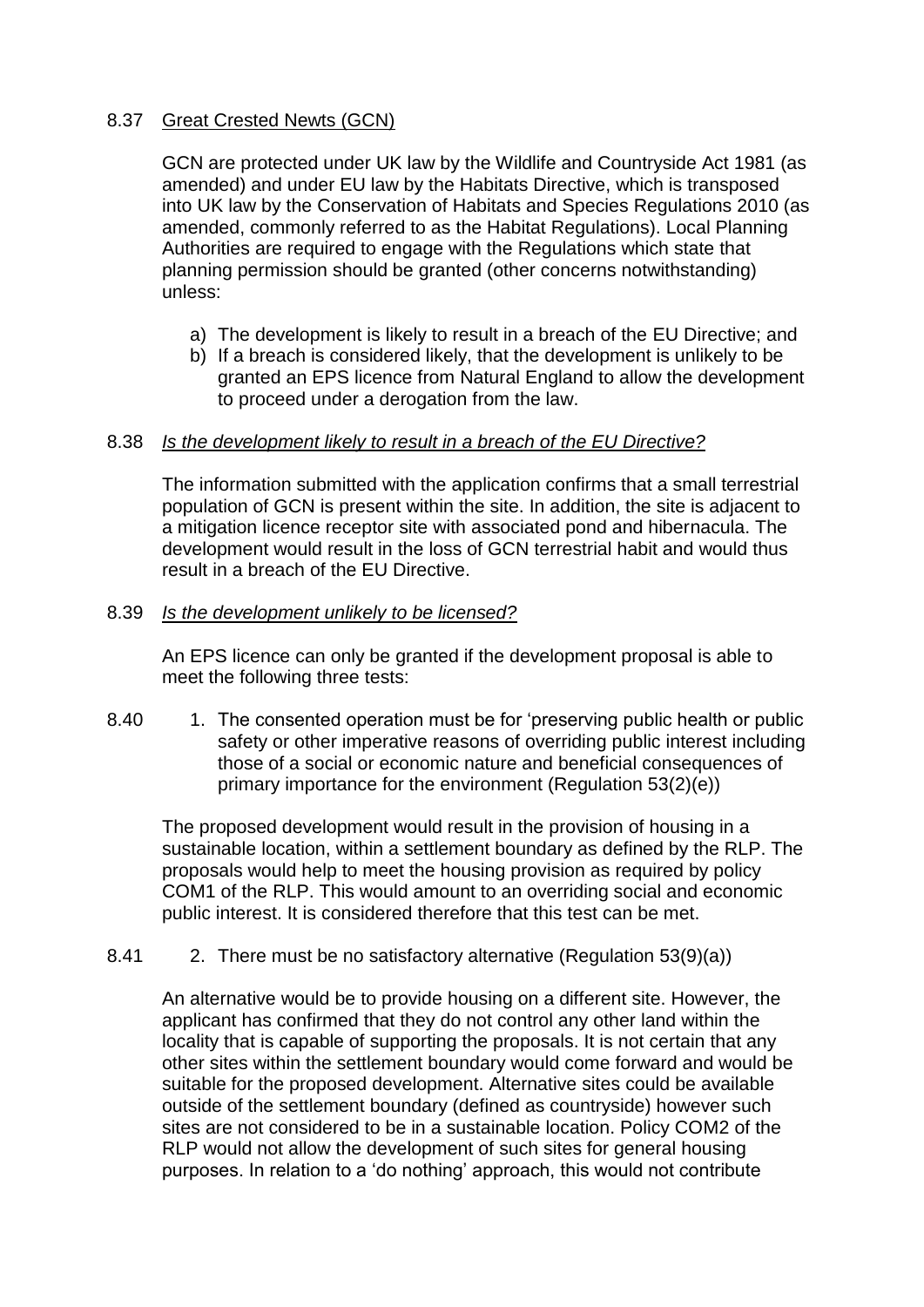8.37 Great Crested Newts (GCN)

GCN are protected under UK law by the Wildlife and Countryside Act 1981 (as amended) and under EU law by the Habitats Directive, which is transposed into UK law by the Conservation of Habitats and Species Regulations 2010 (as amended, commonly referred to as the Habitat Regulations). Local Planning Authorities are required to engage with the Regulations which state that planning permission should be granted (other concerns notwithstanding) unless:

a) The development is likely to result in a breach of the EU Directive; and
b) If a breach is considered likely, that the development is unlikely to be granted an EPS licence from Natural England to allow the development to proceed under a derogation from the law.

8.38 *Is the development likely to result in a breach of the EU Directive?*

The information submitted with the application confirms that a small terrestrial population of GCN is present within the site. In addition, the site is adjacent to a mitigation licence receptor site with associated pond and hibernacula. The development would result in the loss of GCN terrestrial habit and would thus result in a breach of the EU Directive.

8.39 *Is the development unlikely to be licensed?*

An EPS licence can only be granted if the development proposal is able to meet the following three tests:

8.40 1. The consented operation must be for 'preserving public health or public safety or other imperative reasons of overriding public interest including those of a social or economic nature and beneficial consequences of primary importance for the environment (Regulation 53(2)(e))

The proposed development would result in the provision of housing in a sustainable location, within a settlement boundary as defined by the RLP. The proposals would help to meet the housing provision as required by policy COM1 of the RLP. This would amount to an overriding social and economic public interest. It is considered therefore that this test can be met.

8.41 2. There must be no satisfactory alternative (Regulation 53(9)(a))

An alternative would be to provide housing on a different site. However, the applicant has confirmed that they do not control any other land within the locality that is capable of supporting the proposals. It is not certain that any other sites within the settlement boundary would come forward and would be suitable for the proposed development. Alternative sites could be available outside of the settlement boundary (defined as countryside) however such sites are not considered to be in a sustainable location. Policy COM2 of the RLP would not allow the development of such sites for general housing purposes. In relation to a 'do nothing' approach, this would not contribute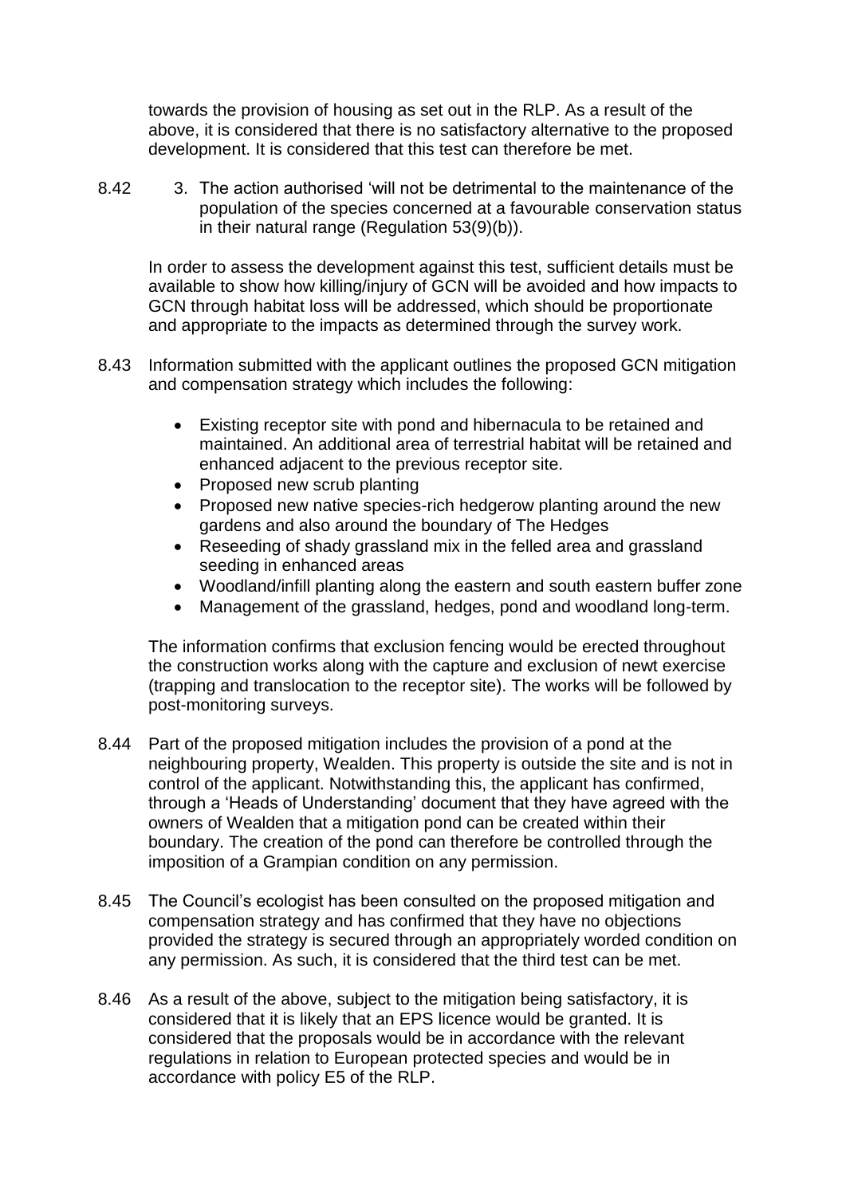towards the provision of housing as set out in the RLP. As a result of the above, it is considered that there is no satisfactory alternative to the proposed development. It is considered that this test can therefore be met.

8.42 3. The action authorised 'will not be detrimental to the maintenance of the population of the species concerned at a favourable conservation status in their natural range (Regulation 53(9)(b)).

In order to assess the development against this test, sufficient details must be available to show how killing/injury of GCN will be avoided and how impacts to GCN through habitat loss will be addressed, which should be proportionate and appropriate to the impacts as determined through the survey work.

8.43 Information submitted with the applicant outlines the proposed GCN mitigation and compensation strategy which includes the following:

- Existing receptor site with pond and hibernacula to be retained and maintained. An additional area of terrestrial habitat will be retained and enhanced adjacent to the previous receptor site.
- Proposed new scrub planting
- Proposed new native species-rich hedgerow planting around the new gardens and also around the boundary of The Hedges
- Reseeding of shady grassland mix in the felled area and grassland seeding in enhanced areas
- Woodland/infill planting along the eastern and south eastern buffer zone
- Management of the grassland, hedges, pond and woodland long-term.

The information confirms that exclusion fencing would be erected throughout the construction works along with the capture and exclusion of newt exercise (trapping and translocation to the receptor site). The works will be followed by post-monitoring surveys.

8.44 Part of the proposed mitigation includes the provision of a pond at the neighbouring property, Wealden. This property is outside the site and is not in control of the applicant. Notwithstanding this, the applicant has confirmed, through a 'Heads of Understanding' document that they have agreed with the owners of Wealden that a mitigation pond can be created within their boundary. The creation of the pond can therefore be controlled through the imposition of a Grampian condition on any permission.

8.45 The Council's ecologist has been consulted on the proposed mitigation and compensation strategy and has confirmed that they have no objections provided the strategy is secured through an appropriately worded condition on any permission. As such, it is considered that the third test can be met.

8.46 As a result of the above, subject to the mitigation being satisfactory, it is considered that it is likely that an EPS licence would be granted. It is considered that the proposals would be in accordance with the relevant regulations in relation to European protected species and would be in accordance with policy E5 of the RLP.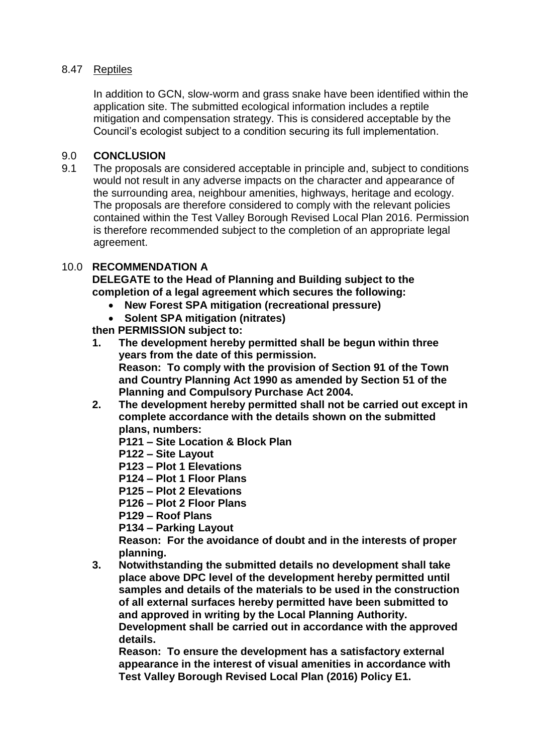8.47 Reptiles

In addition to GCN, slow-worm and grass snake have been identified within the application site. The submitted ecological information includes a reptile mitigation and compensation strategy. This is considered acceptable by the Council's ecologist subject to a condition securing its full implementation.

## 9.0 CONCLUSION

9.1 The proposals are considered acceptable in principle and, subject to conditions would not result in any adverse impacts on the character and appearance of the surrounding area, neighbour amenities, highways, heritage and ecology. The proposals are therefore considered to comply with the relevant policies contained within the Test Valley Borough Revised Local Plan 2016. Permission is therefore recommended subject to the completion of an appropriate legal agreement.

## 10.0 RECOMMENDATION A

**DELEGATE to the Head of Planning and Building subject to the completion of a legal agreement which secures the following:**

- **New Forest SPA mitigation (recreational pressure)**
- **Solent SPA mitigation (nitrates)**

**then PERMISSION subject to:**

1. **The development hereby permitted shall be begun within three years from the date of this permission.**
   **Reason: To comply with the provision of Section 91 of the Town and Country Planning Act 1990 as amended by Section 51 of the Planning and Compulsory Purchase Act 2004.**
2. **The development hereby permitted shall not be carried out except in complete accordance with the details shown on the submitted plans, numbers:**
   **P121 – Site Location & Block Plan**
   **P122 – Site Layout**
   **P123 – Plot 1 Elevations**
   **P124 – Plot 1 Floor Plans**
   **P125 – Plot 2 Elevations**
   **P126 – Plot 2 Floor Plans**
   **P129 – Roof Plans**
   **P134 – Parking Layout**
   **Reason: For the avoidance of doubt and in the interests of proper planning.**
3. **Notwithstanding the submitted details no development shall take place above DPC level of the development hereby permitted until samples and details of the materials to be used in the construction of all external surfaces hereby permitted have been submitted to and approved in writing by the Local Planning Authority. Development shall be carried out in accordance with the approved details.**
   **Reason: To ensure the development has a satisfactory external appearance in the interest of visual amenities in accordance with Test Valley Borough Revised Local Plan (2016) Policy E1.**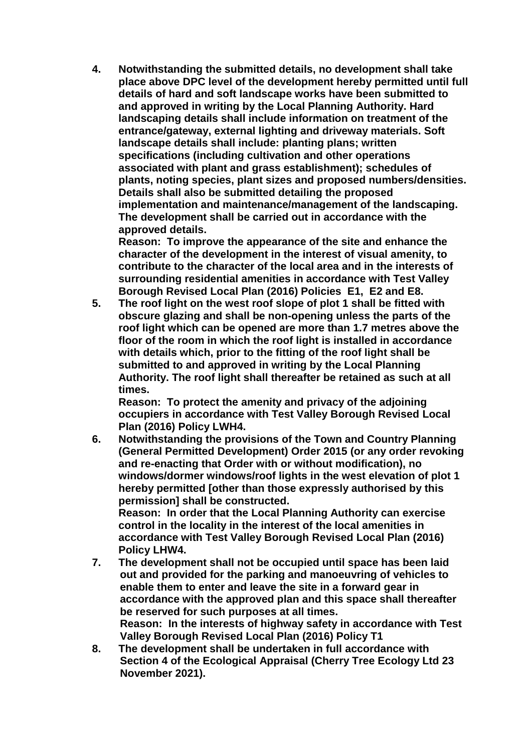**4. Notwithstanding the submitted details, no development shall take place above DPC level of the development hereby permitted until full details of hard and soft landscape works have been submitted to and approved in writing by the Local Planning Authority. Hard landscaping details shall include information on treatment of the entrance/gateway, external lighting and driveway materials. Soft landscape details shall include: planting plans; written specifications (including cultivation and other operations associated with plant and grass establishment); schedules of plants, noting species, plant sizes and proposed numbers/densities. Details shall also be submitted detailing the proposed implementation and maintenance/management of the landscaping. The development shall be carried out in accordance with the approved details.**

**Reason: To improve the appearance of the site and enhance the character of the development in the interest of visual amenity, to contribute to the character of the local area and in the interests of surrounding residential amenities in accordance with Test Valley Borough Revised Local Plan (2016) Policies E1, E2 and E8.**

**5. The roof light on the west roof slope of plot 1 shall be fitted with obscure glazing and shall be non-opening unless the parts of the roof light which can be opened are more than 1.7 metres above the floor of the room in which the roof light is installed in accordance with details which, prior to the fitting of the roof light shall be submitted to and approved in writing by the Local Planning Authority. The roof light shall thereafter be retained as such at all times.**

**Reason: To protect the amenity and privacy of the adjoining occupiers in accordance with Test Valley Borough Revised Local Plan (2016) Policy LWH4.**

**6. Notwithstanding the provisions of the Town and Country Planning (General Permitted Development) Order 2015 (or any order revoking and re-enacting that Order with or without modification), no windows/dormer windows/roof lights in the west elevation of plot 1 hereby permitted [other than those expressly authorised by this permission] shall be constructed.**

**Reason: In order that the Local Planning Authority can exercise control in the locality in the interest of the local amenities in accordance with Test Valley Borough Revised Local Plan (2016) Policy LHW4.**

**7. The development shall not be occupied until space has been laid out and provided for the parking and manoeuvring of vehicles to enable them to enter and leave the site in a forward gear in accordance with the approved plan and this space shall thereafter be reserved for such purposes at all times.**

**Reason: In the interests of highway safety in accordance with Test Valley Borough Revised Local Plan (2016) Policy T1**

**8. The development shall be undertaken in full accordance with Section 4 of the Ecological Appraisal (Cherry Tree Ecology Ltd 23 November 2021).**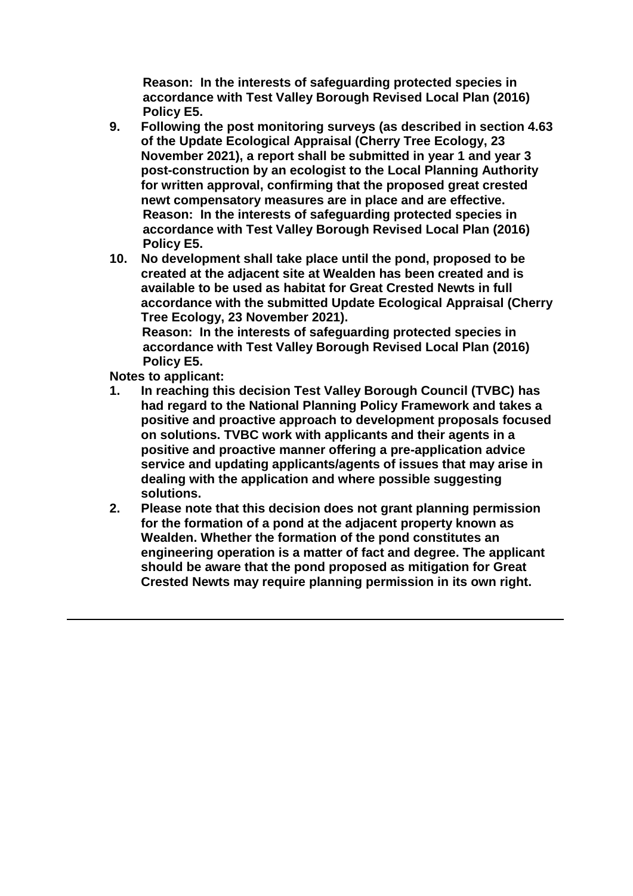**Reason: In the interests of safeguarding protected species in accordance with Test Valley Borough Revised Local Plan (2016) Policy E5.**

9. **Following the post monitoring surveys (as described in section 4.63 of the Update Ecological Appraisal (Cherry Tree Ecology, 23 November 2021), a report shall be submitted in year 1 and year 3 post-construction by an ecologist to the Local Planning Authority for written approval, confirming that the proposed great crested newt compensatory measures are in place and are effective.**
   **Reason: In the interests of safeguarding protected species in accordance with Test Valley Borough Revised Local Plan (2016) Policy E5.**
10. **No development shall take place until the pond, proposed to be created at the adjacent site at Wealden has been created and is available to be used as habitat for Great Crested Newts in full accordance with the submitted Update Ecological Appraisal (Cherry Tree Ecology, 23 November 2021).**
    **Reason: In the interests of safeguarding protected species in accordance with Test Valley Borough Revised Local Plan (2016) Policy E5.**

**Notes to applicant:**

1. **In reaching this decision Test Valley Borough Council (TVBC) has had regard to the National Planning Policy Framework and takes a positive and proactive approach to development proposals focused on solutions. TVBC work with applicants and their agents in a positive and proactive manner offering a pre-application advice service and updating applicants/agents of issues that may arise in dealing with the application and where possible suggesting solutions.**
2. **Please note that this decision does not grant planning permission for the formation of a pond at the adjacent property known as Wealden. Whether the formation of the pond constitutes an engineering operation is a matter of fact and degree. The applicant should be aware that the pond proposed as mitigation for Great Crested Newts may require planning permission in its own right.**

---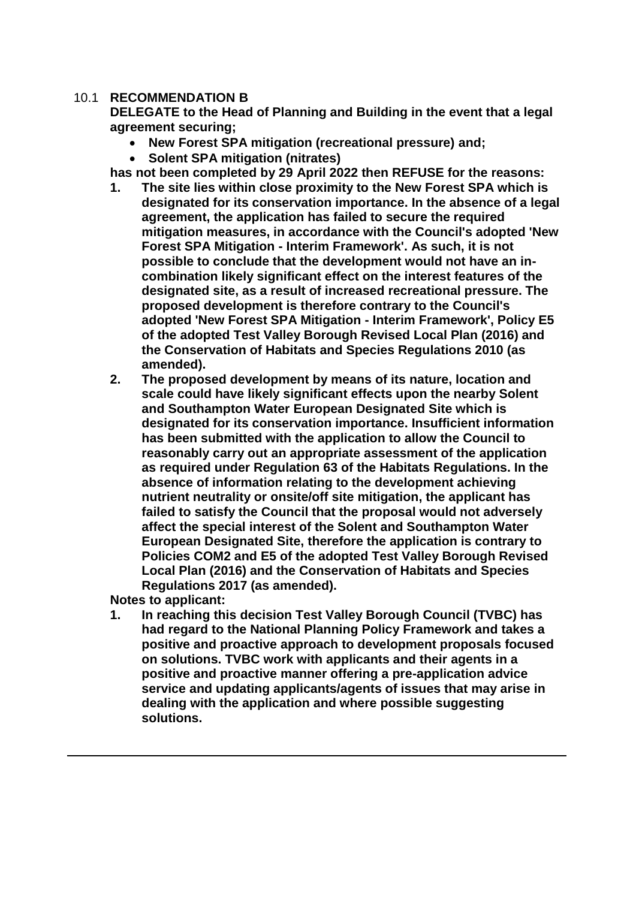10.1 **RECOMMENDATION B**

**DELEGATE to the Head of Planning and Building in the event that a legal agreement securing;**

- **New Forest SPA mitigation (recreational pressure) and;**
- **Solent SPA mitigation (nitrates)**

**has not been completed by 29 April 2022 then REFUSE for the reasons:**

1. **The site lies within close proximity to the New Forest SPA which is designated for its conservation importance. In the absence of a legal agreement, the application has failed to secure the required mitigation measures, in accordance with the Council's adopted 'New Forest SPA Mitigation - Interim Framework'. As such, it is not possible to conclude that the development would not have an in-combination likely significant effect on the interest features of the designated site, as a result of increased recreational pressure. The proposed development is therefore contrary to the Council's adopted 'New Forest SPA Mitigation - Interim Framework', Policy E5 of the adopted Test Valley Borough Revised Local Plan (2016) and the Conservation of Habitats and Species Regulations 2010 (as amended).**
2. **The proposed development by means of its nature, location and scale could have likely significant effects upon the nearby Solent and Southampton Water European Designated Site which is designated for its conservation importance. Insufficient information has been submitted with the application to allow the Council to reasonably carry out an appropriate assessment of the application as required under Regulation 63 of the Habitats Regulations. In the absence of information relating to the development achieving nutrient neutrality or onsite/off site mitigation, the applicant has failed to satisfy the Council that the proposal would not adversely affect the special interest of the Solent and Southampton Water European Designated Site, therefore the application is contrary to Policies COM2 and E5 of the adopted Test Valley Borough Revised Local Plan (2016) and the Conservation of Habitats and Species Regulations 2017 (as amended).**

**Notes to applicant:**

1. **In reaching this decision Test Valley Borough Council (TVBC) has had regard to the National Planning Policy Framework and takes a positive and proactive approach to development proposals focused on solutions. TVBC work with applicants and their agents in a positive and proactive manner offering a pre-application advice service and updating applicants/agents of issues that may arise in dealing with the application and where possible suggesting solutions.**